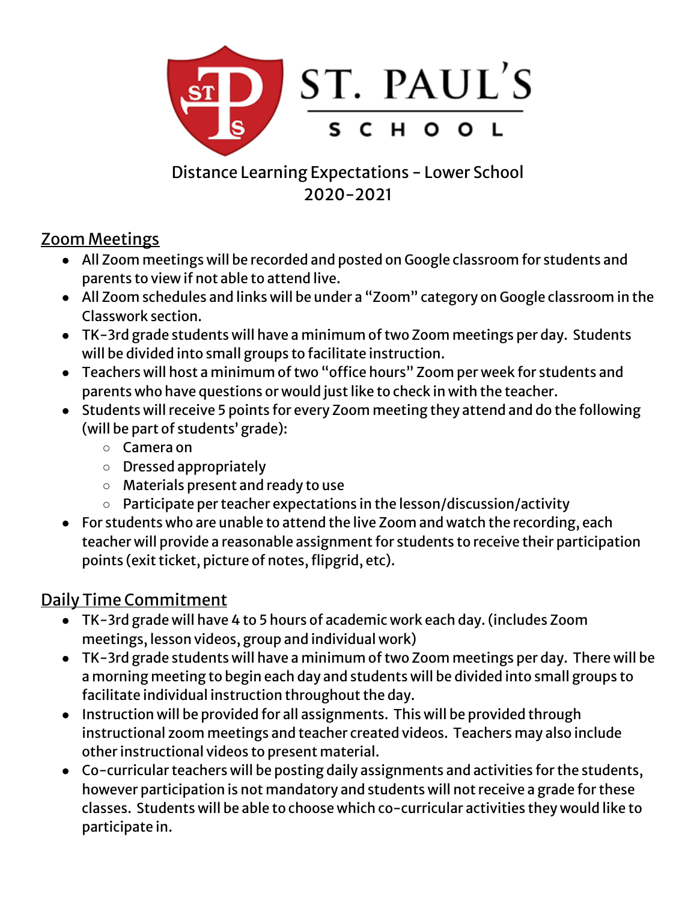# ST. PAUL'S SCHOOL

Distance Learning Expectations - Lower School
2020-2021

## Zoom Meetings

- All Zoom meetings will be recorded and posted on Google classroom for students and parents to view if not able to attend live.
- All Zoom schedules and links will be under a "Zoom" category on Google classroom in the Classwork section.
- TK-3rd grade students will have a minimum of two Zoom meetings per day. Students will be divided into small groups to facilitate instruction.
- Teachers will host a minimum of two "office hours" Zoom per week for students and parents who have questions or would just like to check in with the teacher.
- Students will receive 5 points for every Zoom meeting they attend and do the following (will be part of students' grade):
  - Camera on
  - Dressed appropriately
  - Materials present and ready to use
  - Participate per teacher expectations in the lesson/discussion/activity
- For students who are unable to attend the live Zoom and watch the recording, each teacher will provide a reasonable assignment for students to receive their participation points (exit ticket, picture of notes, flipgrid, etc).

## Daily Time Commitment

- TK-3rd grade will have 4 to 5 hours of academic work each day. (includes Zoom meetings, lesson videos, group and individual work)
- TK-3rd grade students will have a minimum of two Zoom meetings per day. There will be a morning meeting to begin each day and students will be divided into small groups to facilitate individual instruction throughout the day.
- Instruction will be provided for all assignments. This will be provided through instructional zoom meetings and teacher created videos. Teachers may also include other instructional videos to present material.
- Co-curricular teachers will be posting daily assignments and activities for the students, however participation is not mandatory and students will not receive a grade for these classes. Students will be able to choose which co-curricular activities they would like to participate in.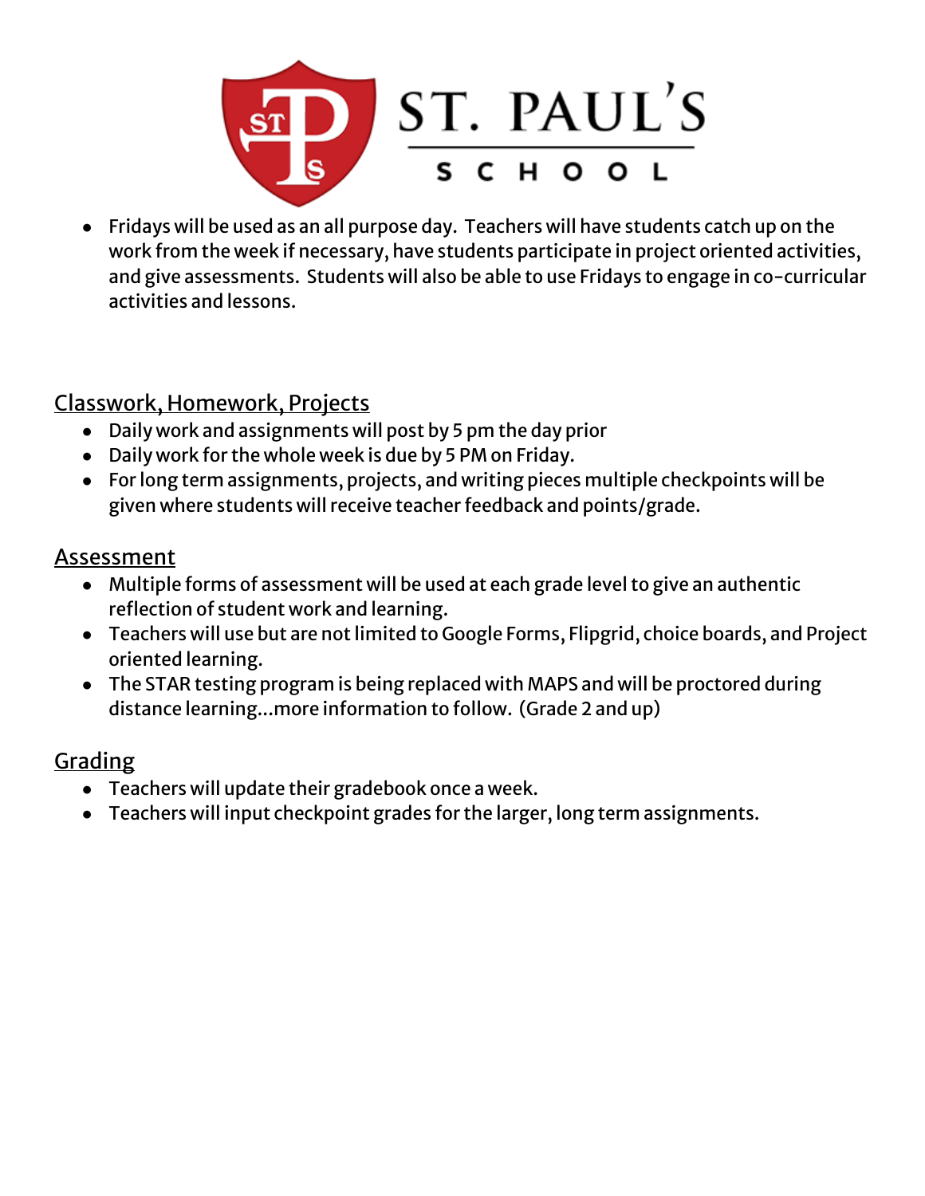- Fridays will be used as an all purpose day. Teachers will have students catch up on the work from the week if necessary, have students participate in project oriented activities, and give assessments. Students will also be able to use Fridays to engage in co-curricular activities and lessons.

## Classwork, Homework, Projects

- Daily work and assignments will post by 5 pm the day prior
- Daily work for the whole week is due by 5 PM on Friday.
- For long term assignments, projects, and writing pieces multiple checkpoints will be given where students will receive teacher feedback and points/grade.

## Assessment

- Multiple forms of assessment will be used at each grade level to give an authentic reflection of student work and learning.
- Teachers will use but are not limited to Google Forms, Flipgrid, choice boards, and Project oriented learning.
- The STAR testing program is being replaced with MAPS and will be proctored during distance learning...more information to follow. (Grade 2 and up)

## Grading

- Teachers will update their gradebook once a week.
- Teachers will input checkpoint grades for the larger, long term assignments.